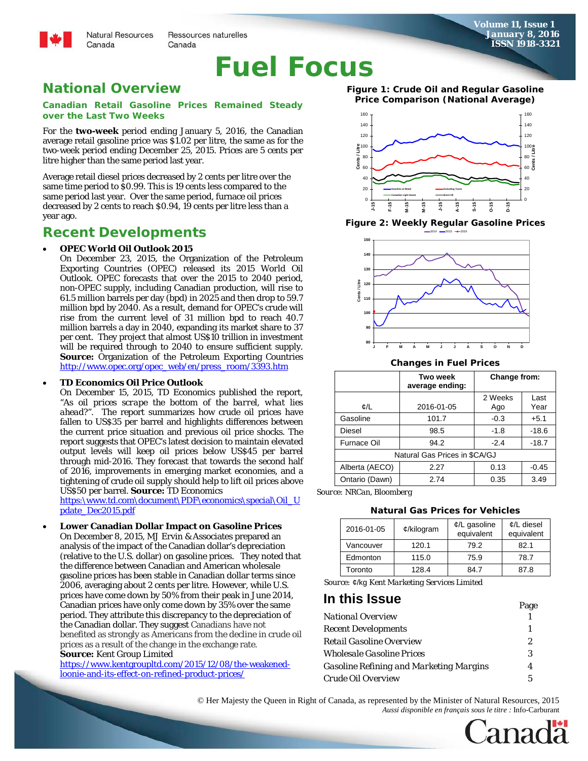# Fuel Focus

## National Overview

### Canadian Retail Gasoline Prices Remained Steady over the Last Two Weeks

For the **two-week** period ending January 5, 2016, the Canadian average retail gasoline price was $1.02 per litre, the same as for the two-week period ending December 25, 2015. Prices are 5 cents per litre higher than the same period last year.

Average retail diesel prices decreased by 2 cents per litre over the same time period to $0.99. This is 19 cents less compared to the same period last year. Over the same period, furnace oil prices decreased by 2 cents to reach $0.94, 19 cents per litre less than a year ago.

## Recent Developments

- **OPEC World Oil Outlook 2015**
  On December 23, 2015, the Organization of the Petroleum Exporting Countries (OPEC) released its 2015 World Oil Outlook. OPEC forecasts that over the 2015 to 2040 period, non-OPEC supply, including Canadian production, will rise to 61.5 million barrels per day (bpd) in 2025 and then drop to 59.7 million bpd by 2040. As a result, demand for OPEC's crude will rise from the current level of 31 million bpd to reach 40.7 million barrels a day in 2040, expanding its market share to 37 per cent. They project that almost US$10 trillion in investment will be required through to 2040 to ensure sufficient supply. **Source:** Organization of the Petroleum Exporting Countries http://www.opec.org/opec_web/en/press_room/3393.htm

- **TD Economics Oil Price Outlook**
  On December 15, 2015, TD Economics published the report, *"As oil prices scrape the bottom of the barrel, what lies ahead?"*. The report summarizes how crude oil prices have fallen to US$35 per barrel and highlights differences between the current price situation and previous oil price shocks. The report suggests that OPEC's latest decision to maintain elevated output levels will keep oil prices below US$45 per barrel through mid-2016. They forecast that towards the second half of 2016, improvements in emerging market economies, and a tightening of crude oil supply should help to lift oil prices above US$50 per barrel. **Source:** TD Economics https:\www.td.com\document\PDF\economics\special\Oil_Update_Dec2015.pdf

- **Lower Canadian Dollar Impact on Gasoline Prices**
  On December 8, 2015, MJ Ervin & Associates prepared an analysis of the impact of the Canadian dollar's depreciation (relative to the U.S. dollar) on gasoline prices. They noted that the difference between Canadian and American wholesale gasoline prices has been stable in Canadian dollar terms since 2006, averaging about 2 cents per litre. However, while U.S. prices have come down by 50% from their peak in June 2014, Canadian prices have only come down by 35% over the same period. They attribute this discrepancy to the depreciation of the Canadian dollar. They suggest Canadians have not benefited as strongly as Americans from the decline in crude oil prices as a result of the change in the exchange rate.
  **Source:** Kent Group Limited
  https://www.kentgroupltd.com/2015/12/08/the-weakened-loonie-and-its-effect-on-refined-product-prices/

**Figure 1: Crude Oil and Regular Gasoline Price Comparison (National Average)**

**Figure 2: Weekly Regular Gasoline Prices**

**Changes in Fuel Prices**

| ¢/L | Two week average ending: 2016-01-05 | Change from: 2 Weeks Ago | Last Year |
|---|---|---|---|
| Gasoline | 101.7 | -0.3 | +5.1 |
| Diesel | 98.5 | -1.8 | -18.6 |
| Furnace Oil | 94.2 | -2.4 | -18.7 |
| Natural Gas Prices in $CA/GJ | | | |
| Alberta (AECO) | 2.27 | 0.13 | -0.45 |
| Ontario (Dawn) | 2.74 | 0.35 | 3.49 |

*Source: NRCan, Bloomberg*

**Natural Gas Prices for Vehicles**

| 2016-01-05 | ¢/kilogram | ¢/L gasoline equivalent | ¢/L diesel equivalent |
|---|---|---|---|
| Vancouver | 120.1 | 79.2 | 82.1 |
| Edmonton | 115.0 | 75.9 | 78.7 |
| Toronto | 128.4 | 84.7 | 87.8 |

*Source: ¢/kg Kent Marketing Services Limited*

## In this Issue

| | Page |
|---|---|
| National Overview | 1 |
| Recent Developments | 1 |
| Retail Gasoline Overview | 2 |
| Wholesale Gasoline Prices | 3 |
| Gasoline Refining and Marketing Margins | 4 |
| Crude Oil Overview | 5 |

© Her Majesty the Queen in Right of Canada, as represented by the Minister of Natural Resources, 2015
*Aussi disponible en français sous le titre :* Info-Carburant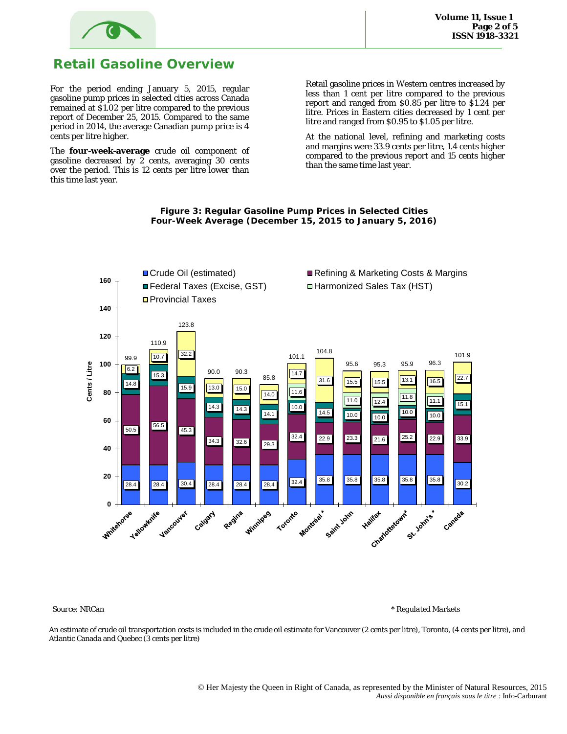# Retail Gasoline Overview

For the period ending January 5, 2015, regular gasoline pump prices in selected cities across Canada remained at $1.02 per litre compared to the previous report of December 25, 2015. Compared to the same period in 2014, the average Canadian pump price is 4 cents per litre higher.

The **four-week-average** crude oil component of gasoline decreased by 2 cents, averaging 30 cents over the period. This is 12 cents per litre lower than this time last year.

Retail gasoline prices in Western centres increased by less than 1 cent per litre compared to the previous report and ranged from $0.85 per litre to $1.24 per litre. Prices in Eastern cities decreased by 1 cent per litre and ranged from $0.95 to $1.05 per litre.

At the national level, refining and marketing costs and margins were 33.9 cents per litre, 1.4 cents higher compared to the previous report and 15 cents higher than the same time last year.

**Figure 3: Regular Gasoline Pump Prices in Selected Cities**
**Four-Week Average (December 15, 2015 to January 5, 2016)**

Cents / Litre

| City | Crude Oil (estimated) | Refining & Marketing Costs & Margins | Federal Taxes (Excise, GST) | Harmonized Sales Tax (HST) | Provincial Taxes | Total |
|---|---|---|---|---|---|---|
| Whitehorse | 28.4 | 50.5 | 14.8 | | 6.2 | 99.9 |
| Yellowknife | 28.4 | 56.5 | 15.3 | | 10.7 | 110.9 |
| Vancouver | 30.4 | 45.3 | 15.9 | | 32.2 | 123.8 |
| Calgary | 28.4 | 34.3 | 14.3 | | 13.0 | 90.0 |
| Regina | 28.4 | 32.6 | 14.3 | | 15.0 | 90.3 |
| Winnipeg | 28.4 | 29.3 | 14.1 | | 14.0 | 85.8 |
| Toronto | 32.4 | 32.4 | 10.0 | 11.6 | 14.7 | 101.1 |
| Montréal* | 35.8 | 22.9 | 14.5 | | 31.6 | 104.8 |
| Saint John | 35.8 | 23.3 | 10.0 | 11.0 | 15.5 | 95.6 |
| Halifax | 35.8 | 21.6 | 10.0 | 12.4 | 15.5 | 95.3 |
| Charlottetown* | 35.8 | 25.2 | 10.0 | 11.8 | 13.1 | 95.9 |
| St. John's* | 35.8 | 22.9 | 10.0 | 11.1 | 16.5 | 96.3 |
| Canada | 30.2 | 33.9 | 15.1 | | 22.7 | 101.9 |

*Source: NRCan*

*\* Regulated Markets*

An estimate of crude oil transportation costs is included in the crude oil estimate for Vancouver (2 cents per litre), Toronto, (4 cents per litre), and Atlantic Canada and Quebec (3 cents per litre)

© Her Majesty the Queen in Right of Canada, as represented by the Minister of Natural Resources, 2015
*Aussi disponible en français sous le titre :* Info-Carburant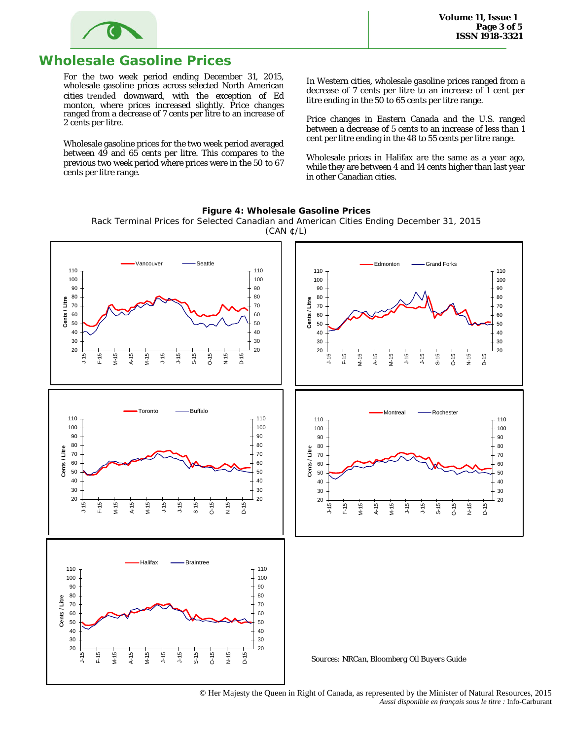# Wholesale Gasoline Prices

For the two week period ending December 31, 2015, wholesale gasoline prices across selected North American cities trended downward, with the exception of Edmonton, where prices increased slightly. Price changes ranged from a decrease of 7 cents per litre to an increase of 2 cents per litre.

Wholesale gasoline prices for the two week period averaged between 49 and 65 cents per litre. This compares to the previous two week period where prices were in the 50 to 67 cents per litre range.

In Western cities, wholesale gasoline prices ranged from a decrease of 7 cents per litre to an increase of 1 cent per litre ending in the 50 to 65 cents per litre range.

Price changes in Eastern Canada and the U.S. ranged between a decrease of 5 cents to an increase of less than 1 cent per litre ending in the 48 to 55 cents per litre range.

Wholesale prices in Halifax are the same as a year ago, while they are between 4 and 14 cents higher than last year in other Canadian cities.

**Figure 4: Wholesale Gasoline Prices**

Rack Terminal Prices for Selected Canadian and American Cities Ending December 31, 2015

(CAN ¢/L)

*Sources: NRCan, Bloomberg Oil Buyers Guide*

© Her Majesty the Queen in Right of Canada, as represented by the Minister of Natural Resources, 2015

*Aussi disponible en français sous le titre :* Info-Carburant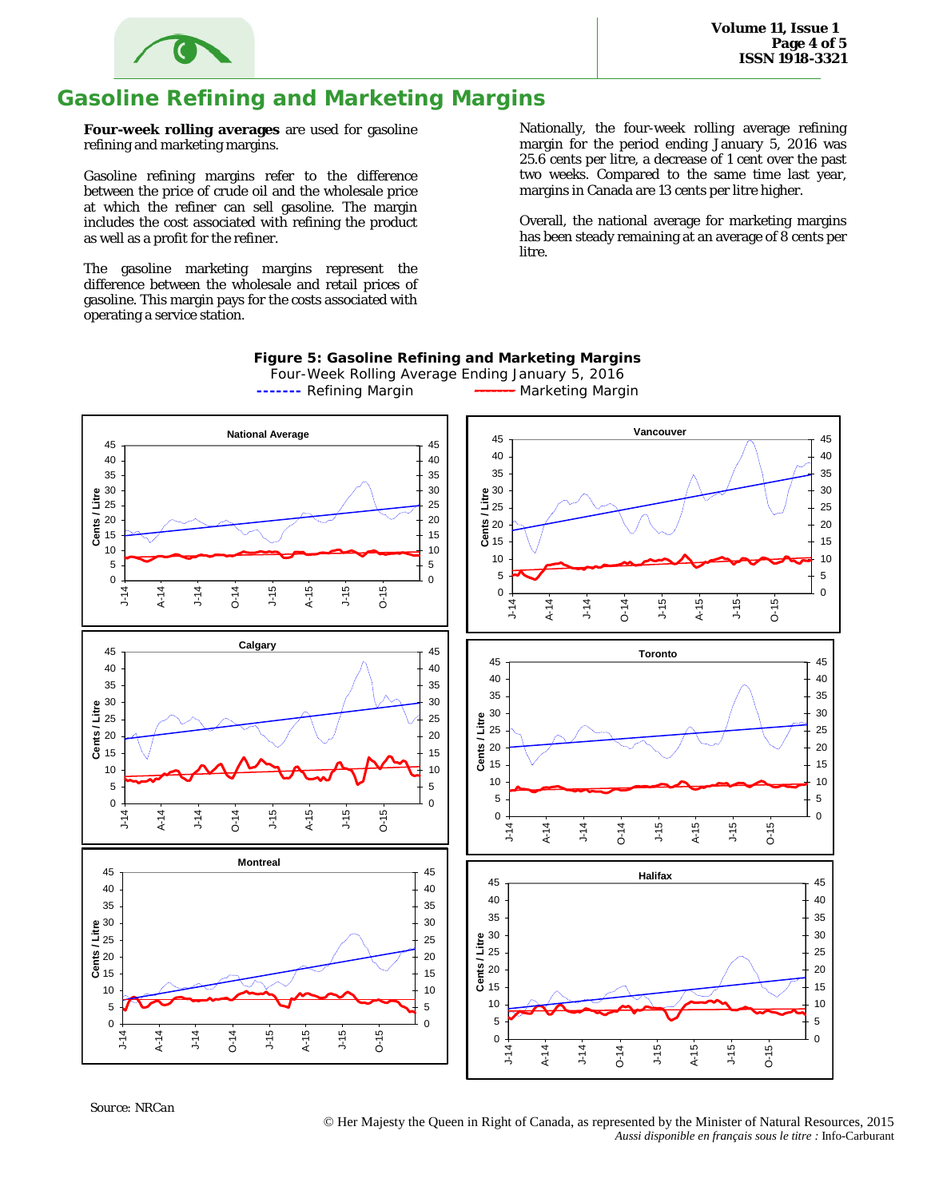# Gasoline Refining and Marketing Margins

**Four-week rolling averages** are used for gasoline refining and marketing margins.

Gasoline refining margins refer to the difference between the price of crude oil and the wholesale price at which the refiner can sell gasoline. The margin includes the cost associated with refining the product as well as a profit for the refiner.

The gasoline marketing margins represent the difference between the wholesale and retail prices of gasoline. This margin pays for the costs associated with operating a service station.

Nationally, the four-week rolling average refining margin for the period ending January 5, 2016 was 25.6 cents per litre, a decrease of 1 cent over the past two weeks. Compared to the same time last year, margins in Canada are 13 cents per litre higher.

Overall, the national average for marketing margins has been steady remaining at an average of 8 cents per litre.

**Figure 5: Gasoline Refining and Marketing Margins**

Four-Week Rolling Average Ending January 5, 2016

Refining Margin — Marketing Margin

Charts: National Average, Vancouver, Calgary, Toronto, Montreal, Halifax (Cents / Litre, J-14 to O-15)

*Source: NRCan*

© Her Majesty the Queen in Right of Canada, as represented by the Minister of Natural Resources, 2015

*Aussi disponible en français sous le titre :* Info-Carburant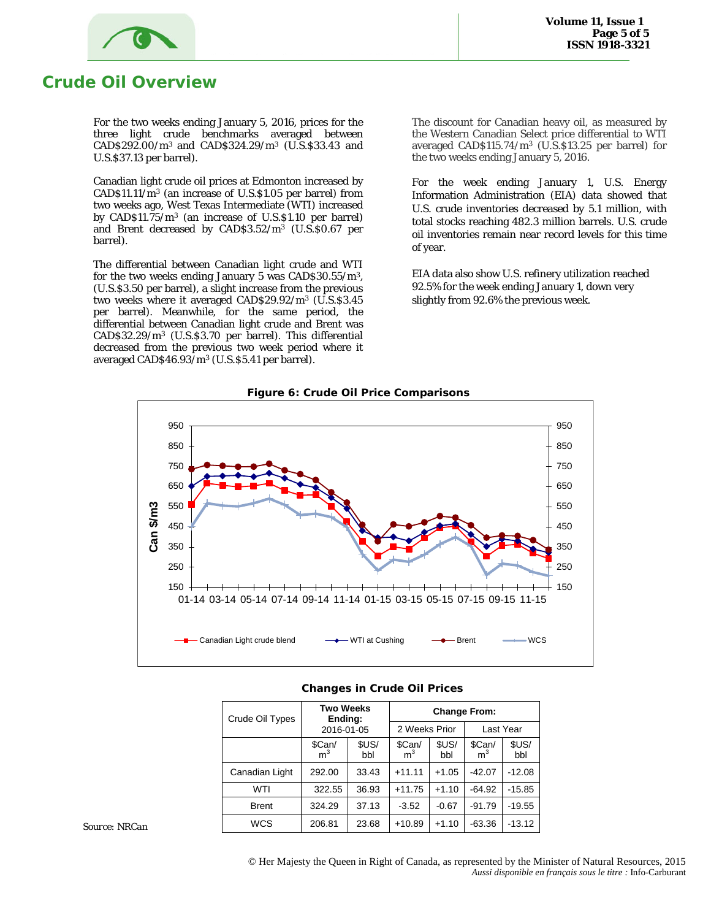# Crude Oil Overview

For the two weeks ending January 5, 2016, prices for the three light crude benchmarks averaged between CAD$292.00/m$^3$ and CAD$324.29/m$^3$ (U.S.$33.43 and U.S.$37.13 per barrel).

Canadian light crude oil prices at Edmonton increased by CAD$11.11/m$^3$ (an increase of U.S.$1.05 per barrel) from two weeks ago, West Texas Intermediate (WTI) increased by CAD$11.75/m$^3$ (an increase of U.S.$1.10 per barrel) and Brent decreased by CAD$3.52/m$^3$ (U.S.$0.67 per barrel).

The differential between Canadian light crude and WTI for the two weeks ending January 5 was CAD$30.55/m$^3$, (U.S.$3.50 per barrel), a slight increase from the previous two weeks where it averaged CAD$29.92/m$^3$ (U.S.$3.45 per barrel). Meanwhile, for the same period, the differential between Canadian light crude and Brent was CAD$32.29/m$^3$ (U.S.$3.70 per barrel). This differential decreased from the previous two week period where it averaged CAD$46.93/m$^3$ (U.S.$5.41 per barrel).

The discount for Canadian heavy oil, as measured by the Western Canadian Select price differential to WTI averaged CAD$115.74/m$^3$ (U.S.$13.25 per barrel) for the two weeks ending January 5, 2016.

For the week ending January 1, U.S. Energy Information Administration (EIA) data showed that U.S. crude inventories decreased by 5.1 million, with total stocks reaching 482.3 million barrels. U.S. crude oil inventories remain near record levels for this time of year.

EIA data also show U.S. refinery utilization reached 92.5% for the week ending January 1, down very slightly from 92.6% the previous week.

**Figure 6: Crude Oil Price Comparisons**

Can $/m3

950
850
750
650
550
450
350
250
150

01-14 03-14 05-14 07-14 09-14 11-14 01-15 03-15 05-15 07-15 09-15 11-15

Canadian Light crude blend
WTI at Cushing
Brent
WCS

**Changes in Crude Oil Prices**

| Crude Oil Types | Two Weeks Ending: 2016-01-05 | | Change From: | | | |
|---|---|---|---|---|---|---|
| | | | 2 Weeks Prior | | Last Year | |
| | $Can/ m$^3$ | $US/ bbl | $Can/ m$^3$ | $US/ bbl | $Can/ m$^3$ | $US/ bbl |
| Canadian Light | 292.00 | 33.43 | +11.11 | +1.05 | -42.07 | -12.08 |
| WTI | 322.55 | 36.93 | +11.75 | +1.10 | -64.92 | -15.85 |
| Brent | 324.29 | 37.13 | -3.52 | -0.67 | -91.79 | -19.55 |
| WCS | 206.81 | 23.68 | +10.89 | +1.10 | -63.36 | -13.12 |

Source: NRCan

© Her Majesty the Queen in Right of Canada, as represented by the Minister of Natural Resources, 2015
*Aussi disponible en français sous le titre :* Info-Carburant